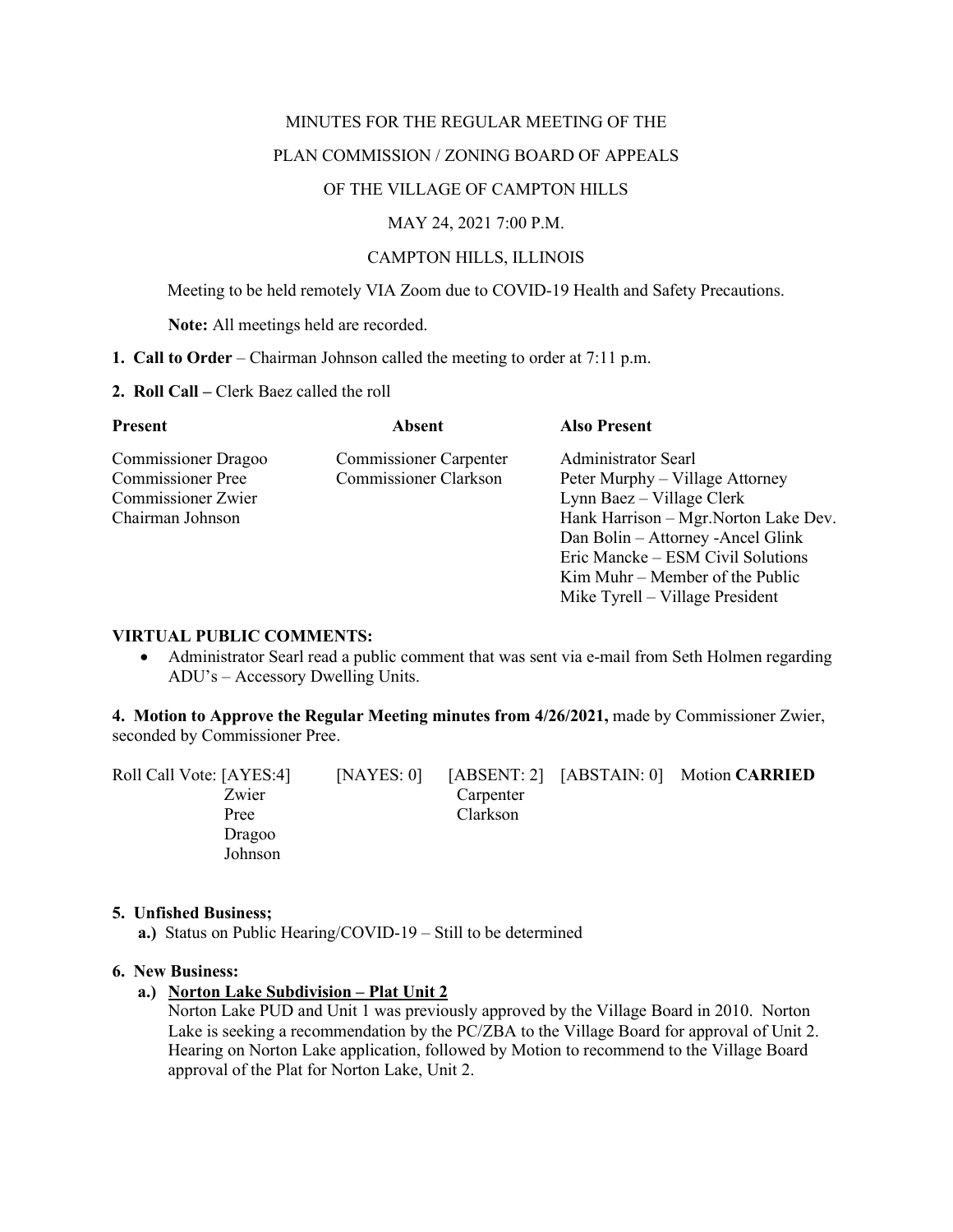MINUTES FOR THE REGULAR MEETING OF THE

PLAN COMMISSION / ZONING BOARD OF APPEALS

OF THE VILLAGE OF CAMPTON HILLS

MAY 24, 2021 7:00 P.M.

CAMPTON HILLS, ILLINOIS

Meeting to be held remotely VIA Zoom due to COVID-19 Health and Safety Precautions.

**Note:** All meetings held are recorded.

**1. Call to Order** – Chairman Johnson called the meeting to order at 7:11 p.m.

**2. Roll Call –** Clerk Baez called the roll

| **Present** | **Absent** | **Also Present** |
|---|---|---|
| Commissioner Dragoo | Commissioner Carpenter | Administrator Searl |
| Commissioner Pree | Commissioner Clarkson | Peter Murphy – Village Attorney |
| Commissioner Zwier | | Lynn Baez – Village Clerk |
| Chairman Johnson | | Hank Harrison – Mgr.Norton Lake Dev. |
| | | Dan Bolin – Attorney -Ancel Glink |
| | | Eric Mancke – ESM Civil Solutions |
| | | Kim Muhr – Member of the Public |
| | | Mike Tyrell – Village President |

**VIRTUAL PUBLIC COMMENTS:**

- Administrator Searl read a public comment that was sent via e-mail from Seth Holmen regarding ADU's – Accessory Dwelling Units.

**4. Motion to Approve the Regular Meeting minutes from 4/26/2021,** made by Commissioner Zwier, seconded by Commissioner Pree.

| Roll Call Vote: [AYES:4] | [NAYES: 0] | [ABSENT: 2] | [ABSTAIN: 0] | Motion **CARRIED** |
|---|---|---|---|---|
| Zwier | | Carpenter | | |
| Pree | | Clarkson | | |
| Dragoo | | | | |
| Johnson | | | | |

**5. Unfished Business;**

**a.)** Status on Public Hearing/COVID-19 – Still to be determined

**6. New Business:**

**a.) Norton Lake Subdivision – Plat Unit 2**

Norton Lake PUD and Unit 1 was previously approved by the Village Board in 2010. Norton Lake is seeking a recommendation by the PC/ZBA to the Village Board for approval of Unit 2. Hearing on Norton Lake application, followed by Motion to recommend to the Village Board approval of the Plat for Norton Lake, Unit 2.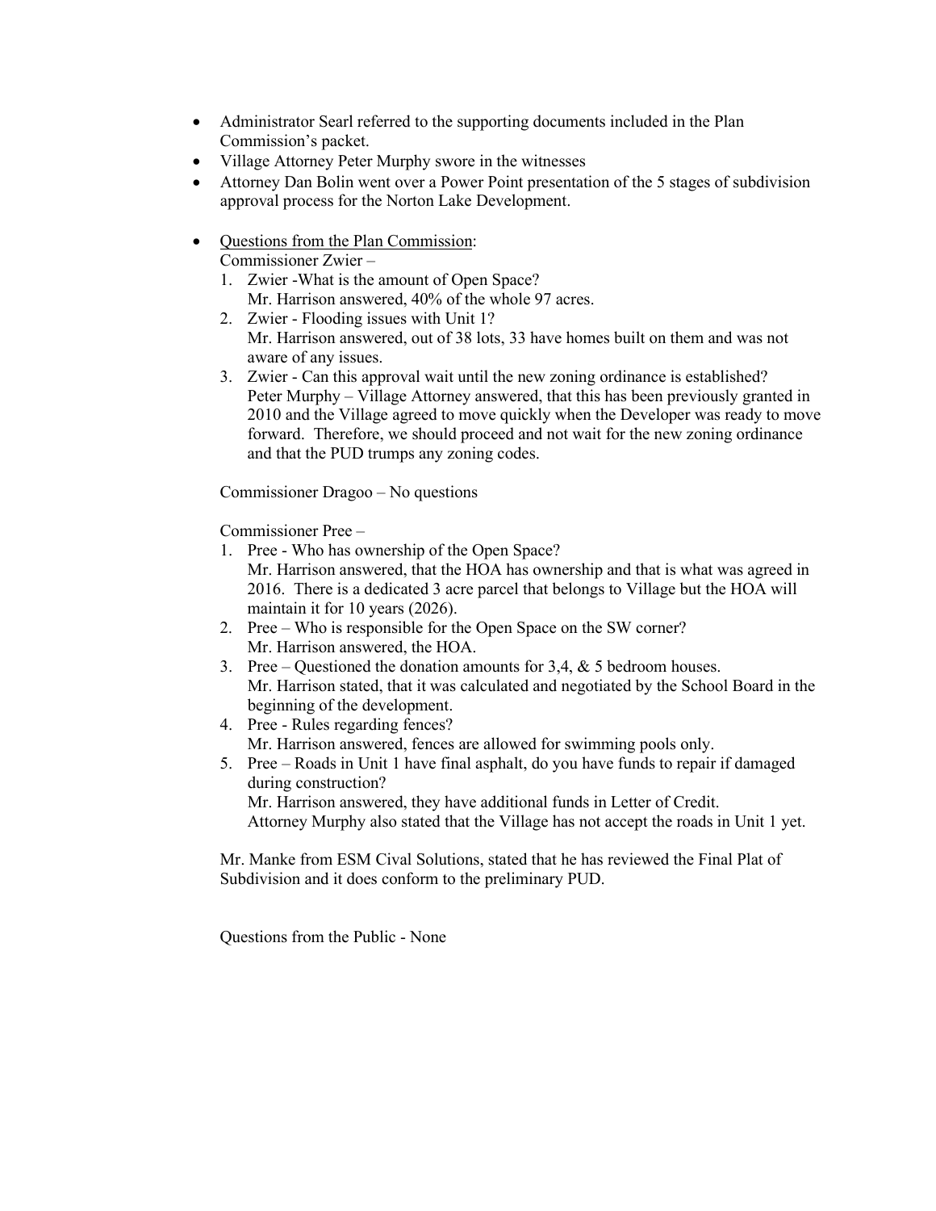- Administrator Searl referred to the supporting documents included in the Plan Commission's packet.
- Village Attorney Peter Murphy swore in the witnesses
- Attorney Dan Bolin went over a Power Point presentation of the 5 stages of subdivision approval process for the Norton Lake Development.

- Questions from the Plan Commission:

  Commissioner Zwier –

  1. Zwier -What is the amount of Open Space?
     Mr. Harrison answered, 40% of the whole 97 acres.
  2. Zwier - Flooding issues with Unit 1?
     Mr. Harrison answered, out of 38 lots, 33 have homes built on them and was not aware of any issues.
  3. Zwier - Can this approval wait until the new zoning ordinance is established?
     Peter Murphy – Village Attorney answered, that this has been previously granted in 2010 and the Village agreed to move quickly when the Developer was ready to move forward. Therefore, we should proceed and not wait for the new zoning ordinance and that the PUD trumps any zoning codes.

  Commissioner Dragoo – No questions

  Commissioner Pree –

  1. Pree - Who has ownership of the Open Space?
     Mr. Harrison answered, that the HOA has ownership and that is what was agreed in 2016. There is a dedicated 3 acre parcel that belongs to Village but the HOA will maintain it for 10 years (2026).
  2. Pree – Who is responsible for the Open Space on the SW corner?
     Mr. Harrison answered, the HOA.
  3. Pree – Questioned the donation amounts for 3,4, & 5 bedroom houses.
     Mr. Harrison stated, that it was calculated and negotiated by the School Board in the beginning of the development.
  4. Pree - Rules regarding fences?
     Mr. Harrison answered, fences are allowed for swimming pools only.
  5. Pree – Roads in Unit 1 have final asphalt, do you have funds to repair if damaged during construction?
     Mr. Harrison answered, they have additional funds in Letter of Credit.
     Attorney Murphy also stated that the Village has not accept the roads in Unit 1 yet.

  Mr. Manke from ESM Cival Solutions, stated that he has reviewed the Final Plat of Subdivision and it does conform to the preliminary PUD.

  Questions from the Public - None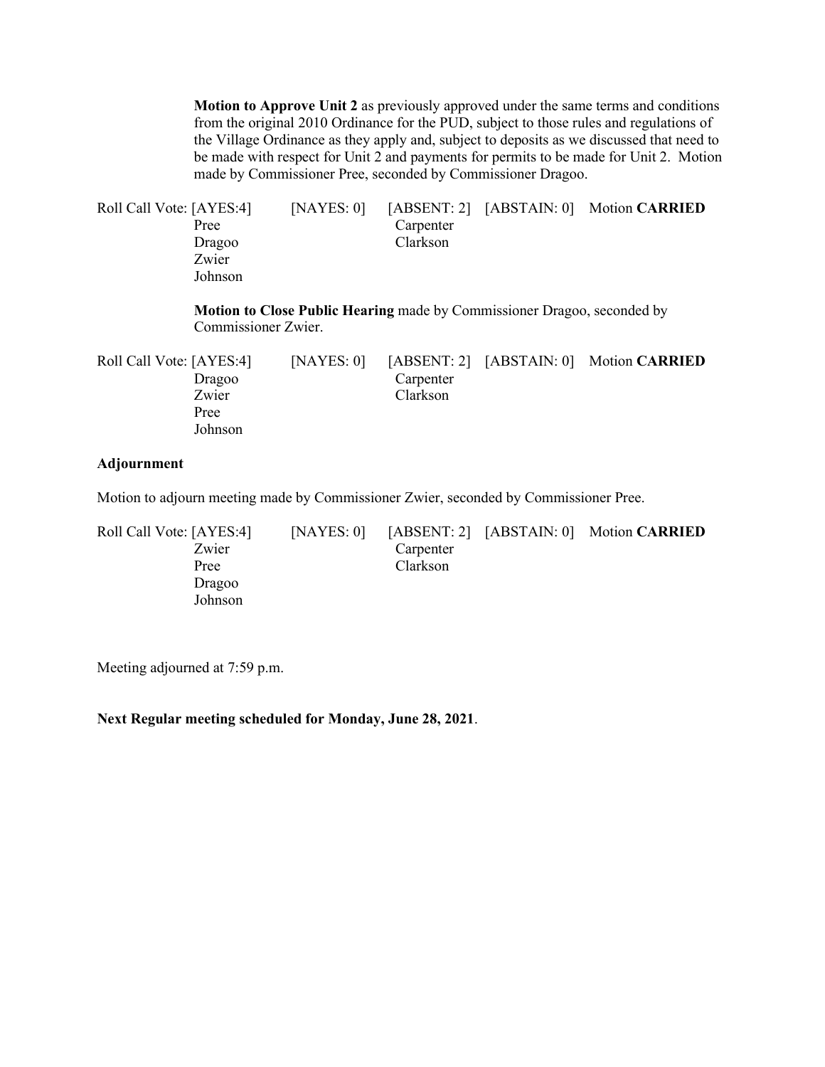**Motion to Approve Unit 2** as previously approved under the same terms and conditions from the original 2010 Ordinance for the PUD, subject to those rules and regulations of the Village Ordinance as they apply and, subject to deposits as we discussed that need to be made with respect for Unit 2 and payments for permits to be made for Unit 2. Motion made by Commissioner Pree, seconded by Commissioner Dragoo.

| Roll Call Vote: | [AYES:4] | [NAYES: 0] | [ABSENT: 2] | [ABSTAIN: 0] | Motion **CARRIED** |
|---|---|---|---|---|---|
| | Pree | | Carpenter | | |
| | Dragoo | | Clarkson | | |
| | Zwier | | | | |
| | Johnson | | | | |

**Motion to Close Public Hearing** made by Commissioner Dragoo, seconded by Commissioner Zwier.

| Roll Call Vote: | [AYES:4] | [NAYES: 0] | [ABSENT: 2] | [ABSTAIN: 0] | Motion **CARRIED** |
|---|---|---|---|---|---|
| | Dragoo | | Carpenter | | |
| | Zwier | | Clarkson | | |
| | Pree | | | | |
| | Johnson | | | | |

**Adjournment**

Motion to adjourn meeting made by Commissioner Zwier, seconded by Commissioner Pree.

| Roll Call Vote: | [AYES:4] | [NAYES: 0] | [ABSENT: 2] | [ABSTAIN: 0] | Motion **CARRIED** |
|---|---|---|---|---|---|
| | Zwier | | Carpenter | | |
| | Pree | | Clarkson | | |
| | Dragoo | | | | |
| | Johnson | | | | |

Meeting adjourned at 7:59 p.m.

**Next Regular meeting scheduled for Monday, June 28, 2021**.